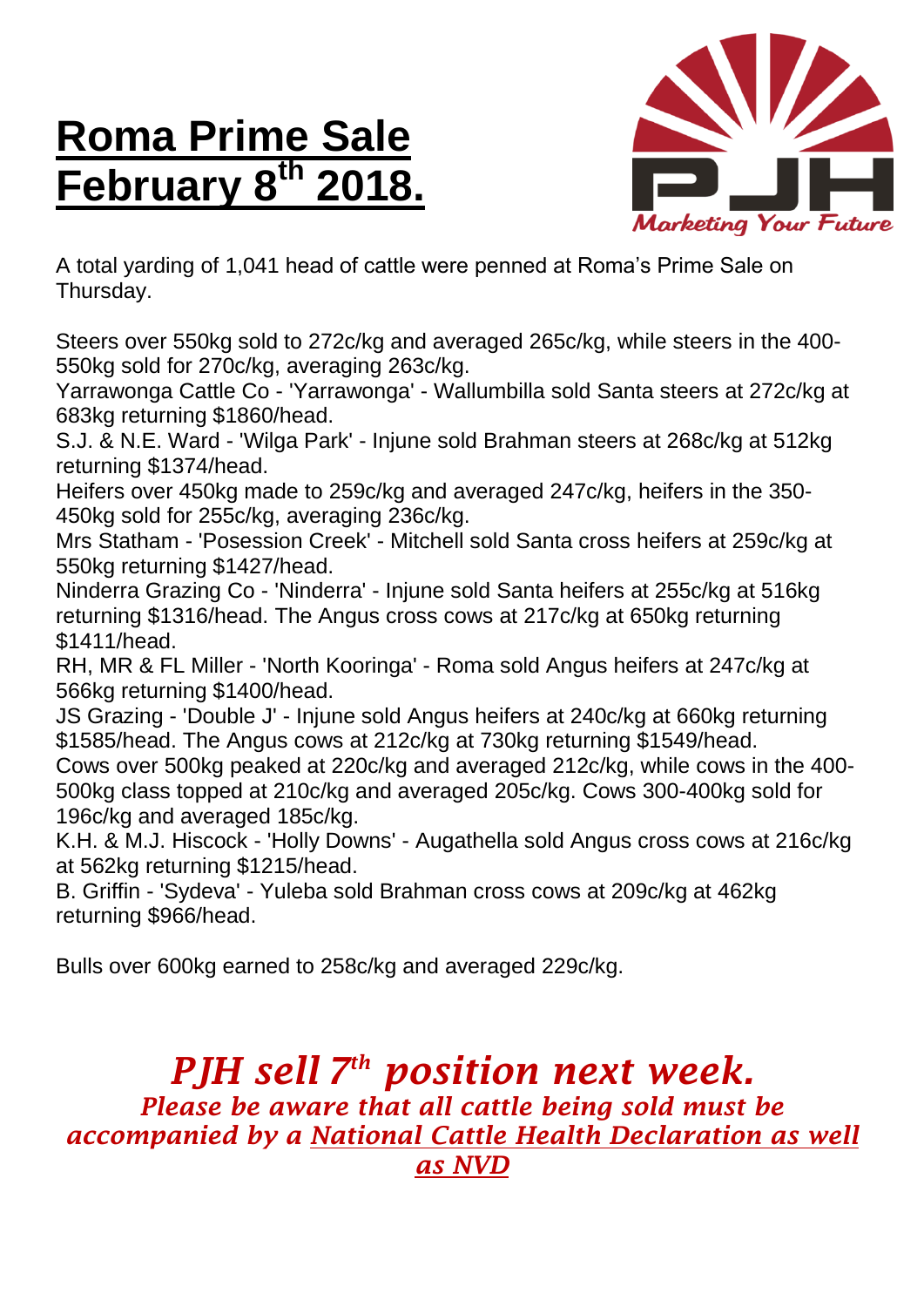# **Roma Prime Sale February 8th 2018.**

PJH

*Marketing Your Future*

A total yarding of 1,041 head of cattle were penned at Roma's Prime Sale on Thursday.

Steers over 550kg sold to 272c/kg and averaged 265c/kg, while steers in the 400-550kg sold for 270c/kg, averaging 263c/kg.
Yarrawonga Cattle Co - 'Yarrawonga' - Wallumbilla sold Santa steers at 272c/kg at 683kg returning $1860/head.
S.J. & N.E. Ward - 'Wilga Park' - Injune sold Brahman steers at 268c/kg at 512kg returning $1374/head.
Heifers over 450kg made to 259c/kg and averaged 247c/kg, heifers in the 350-450kg sold for 255c/kg, averaging 236c/kg.
Mrs Statham - 'Posession Creek' - Mitchell sold Santa cross heifers at 259c/kg at 550kg returning $1427/head.
Ninderra Grazing Co - 'Ninderra' - Injune sold Santa heifers at 255c/kg at 516kg returning $1316/head. The Angus cross cows at 217c/kg at 650kg returning $1411/head.
RH, MR & FL Miller - 'North Kooringa' - Roma sold Angus heifers at 247c/kg at 566kg returning $1400/head.
JS Grazing - 'Double J' - Injune sold Angus heifers at 240c/kg at 660kg returning $1585/head. The Angus cows at 212c/kg at 730kg returning $1549/head.
Cows over 500kg peaked at 220c/kg and averaged 212c/kg, while cows in the 400-500kg class topped at 210c/kg and averaged 205c/kg. Cows 300-400kg sold for 196c/kg and averaged 185c/kg.
K.H. & M.J. Hiscock - 'Holly Downs' - Augathella sold Angus cross cows at 216c/kg at 562kg returning $1215/head.
B. Griffin - 'Sydeva' - Yuleba sold Brahman cross cows at 209c/kg at 462kg returning $966/head.

Bulls over 600kg earned to 258c/kg and averaged 229c/kg.

***PJH sell 7th position next week.***

***Please be aware that all cattle being sold must be accompanied by a National Cattle Health Declaration as well as NVD***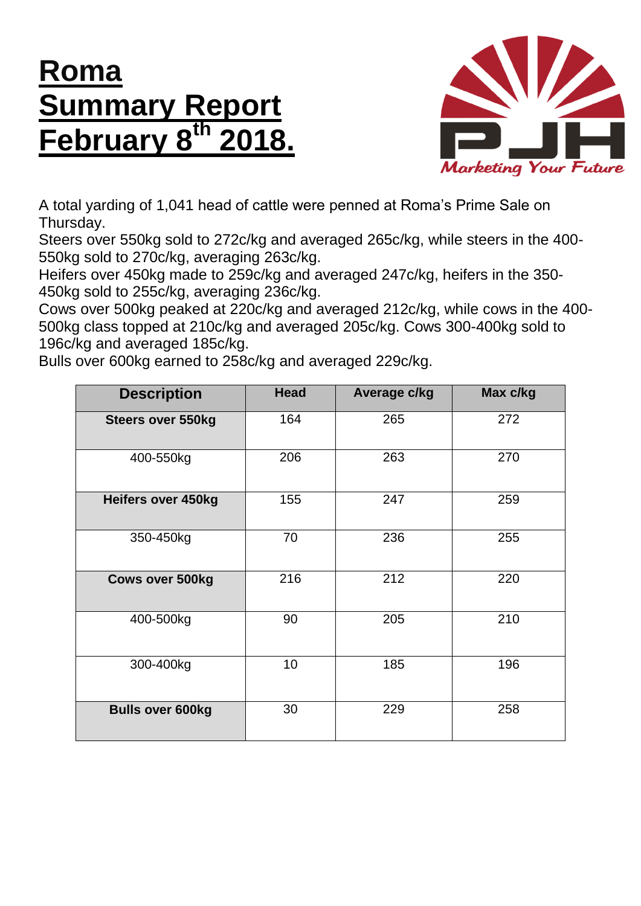# Roma Summary Report February 8th 2018.

A total yarding of 1,041 head of cattle were penned at Roma's Prime Sale on Thursday.

Steers over 550kg sold to 272c/kg and averaged 265c/kg, while steers in the 400-550kg sold to 270c/kg, averaging 263c/kg.

Heifers over 450kg made to 259c/kg and averaged 247c/kg, heifers in the 350-450kg sold to 255c/kg, averaging 236c/kg.

Cows over 500kg peaked at 220c/kg and averaged 212c/kg, while cows in the 400-500kg class topped at 210c/kg and averaged 205c/kg. Cows 300-400kg sold to 196c/kg and averaged 185c/kg.

Bulls over 600kg earned to 258c/kg and averaged 229c/kg.

| Description | Head | Average c/kg | Max c/kg |
|---|---|---|---|
| **Steers over 550kg** | 164 | 265 | 272 |
| 400-550kg | 206 | 263 | 270 |
| **Heifers over 450kg** | 155 | 247 | 259 |
| 350-450kg | 70 | 236 | 255 |
| **Cows over 500kg** | 216 | 212 | 220 |
| 400-500kg | 90 | 205 | 210 |
| 300-400kg | 10 | 185 | 196 |
| **Bulls over 600kg** | 30 | 229 | 258 |